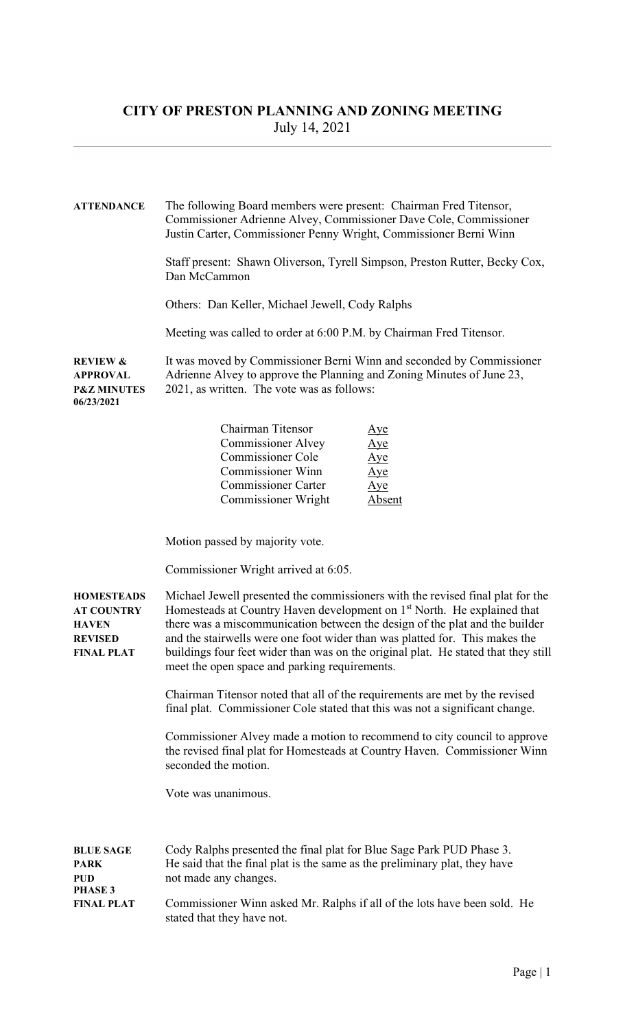# CITY OF PRESTON PLANNING AND ZONING MEETING

July 14, 2021

**ATTENDANCE**

The following Board members were present: Chairman Fred Titensor, Commissioner Adrienne Alvey, Commissioner Dave Cole, Commissioner Justin Carter, Commissioner Penny Wright, Commissioner Berni Winn

Staff present: Shawn Oliverson, Tyrell Simpson, Preston Rutter, Becky Cox, Dan McCammon

Others: Dan Keller, Michael Jewell, Cody Ralphs

Meeting was called to order at 6:00 P.M. by Chairman Fred Titensor.

**REVIEW & APPROVAL P&Z MINUTES 06/23/2021**

It was moved by Commissioner Berni Winn and seconded by Commissioner Adrienne Alvey to approve the Planning and Zoning Minutes of June 23, 2021, as written. The vote was as follows:

| | |
|---|---|
| Chairman Titensor | Aye |
| Commissioner Alvey | Aye |
| Commissioner Cole | Aye |
| Commissioner Winn | Aye |
| Commissioner Carter | Aye |
| Commissioner Wright | Absent |

Motion passed by majority vote.

Commissioner Wright arrived at 6:05.

**HOMESTEADS AT COUNTRY HAVEN REVISED FINAL PLAT**

Michael Jewell presented the commissioners with the revised final plat for the Homesteads at Country Haven development on 1st North. He explained that there was a miscommunication between the design of the plat and the builder and the stairwells were one foot wider than was platted for. This makes the buildings four feet wider than was on the original plat. He stated that they still meet the open space and parking requirements.

Chairman Titensor noted that all of the requirements are met by the revised final plat. Commissioner Cole stated that this was not a significant change.

Commissioner Alvey made a motion to recommend to city council to approve the revised final plat for Homesteads at Country Haven. Commissioner Winn seconded the motion.

Vote was unanimous.

**BLUE SAGE PARK PUD PHASE 3 FINAL PLAT**

Cody Ralphs presented the final plat for Blue Sage Park PUD Phase 3. He said that the final plat is the same as the preliminary plat, they have not made any changes.

Commissioner Winn asked Mr. Ralphs if all of the lots have been sold. He stated that they have not.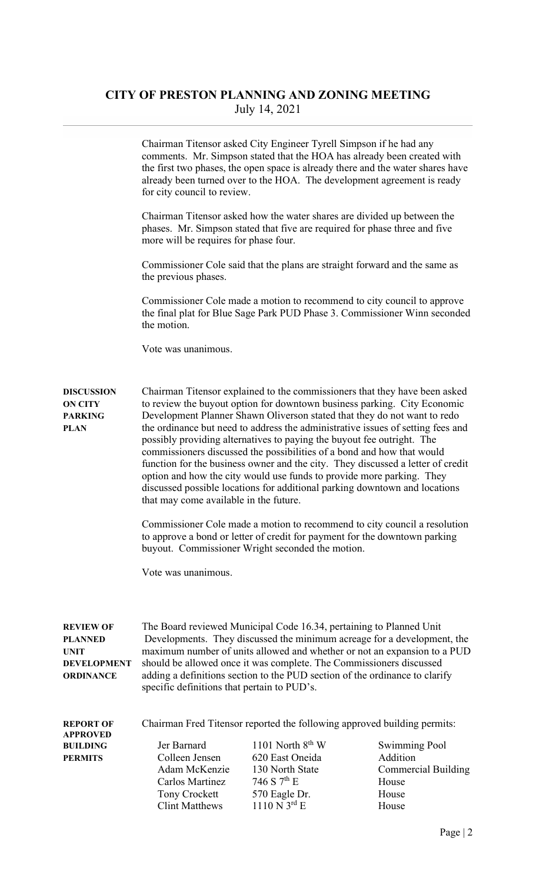Chairman Titensor asked City Engineer Tyrell Simpson if he had any comments. Mr. Simpson stated that the HOA has already been created with the first two phases, the open space is already there and the water shares have already been turned over to the HOA. The development agreement is ready for city council to review.

Chairman Titensor asked how the water shares are divided up between the phases. Mr. Simpson stated that five are required for phase three and five more will be requires for phase four.

Commissioner Cole said that the plans are straight forward and the same as the previous phases.

Commissioner Cole made a motion to recommend to city council to approve the final plat for Blue Sage Park PUD Phase 3. Commissioner Winn seconded the motion.

Vote was unanimous.

**DISCUSSION ON CITY PARKING PLAN**

Chairman Titensor explained to the commissioners that they have been asked to review the buyout option for downtown business parking. City Economic Development Planner Shawn Oliverson stated that they do not want to redo the ordinance but need to address the administrative issues of setting fees and possibly providing alternatives to paying the buyout fee outright. The commissioners discussed the possibilities of a bond and how that would function for the business owner and the city. They discussed a letter of credit option and how the city would use funds to provide more parking. They discussed possible locations for additional parking downtown and locations that may come available in the future.

Commissioner Cole made a motion to recommend to city council a resolution to approve a bond or letter of credit for payment for the downtown parking buyout. Commissioner Wright seconded the motion.

Vote was unanimous.

**REVIEW OF PLANNED UNIT DEVELOPMENT ORDINANCE**

The Board reviewed Municipal Code 16.34, pertaining to Planned Unit Developments. They discussed the minimum acreage for a development, the maximum number of units allowed and whether or not an expansion to a PUD should be allowed once it was complete. The Commissioners discussed adding a definitions section to the PUD section of the ordinance to clarify specific definitions that pertain to PUD's.

**REPORT OF APPROVED BUILDING PERMITS**

Chairman Fred Titensor reported the following approved building permits:

| | | |
|---|---|---|
| Jer Barnard | 1101 North 8th W | Swimming Pool |
| Colleen Jensen | 620 East Oneida | Addition |
| Adam McKenzie | 130 North State | Commercial Building |
| Carlos Martinez | 746 S 7th E | House |
| Tony Crockett | 570 Eagle Dr. | House |
| Clint Matthews | 1110 N 3rd E | House |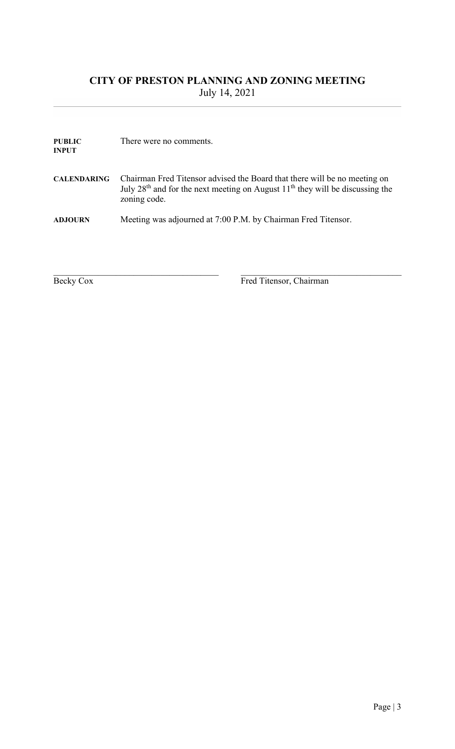# CITY OF PRESTON PLANNING AND ZONING MEETING

July 14, 2021

| | |
|---|---|
| **PUBLIC INPUT** | There were no comments. |
| **CALENDARING** | Chairman Fred Titensor advised the Board that there will be no meeting on July 28th and for the next meeting on August 11th they will be discussing the zoning code. |
| **ADJOURN** | Meeting was adjourned at 7:00 P.M. by Chairman Fred Titensor. |

\_\_\_\_\_\_\_\_\_\_\_\_\_\_\_\_\_\_\_\_\_\_\_\_\_\_\_\_\_\_\_\_\_\_\_\_
Becky Cox

\_\_\_\_\_\_\_\_\_\_\_\_\_\_\_\_\_\_\_\_\_\_\_\_\_\_\_\_\_\_\_\_\_\_\_\_
Fred Titensor, Chairman